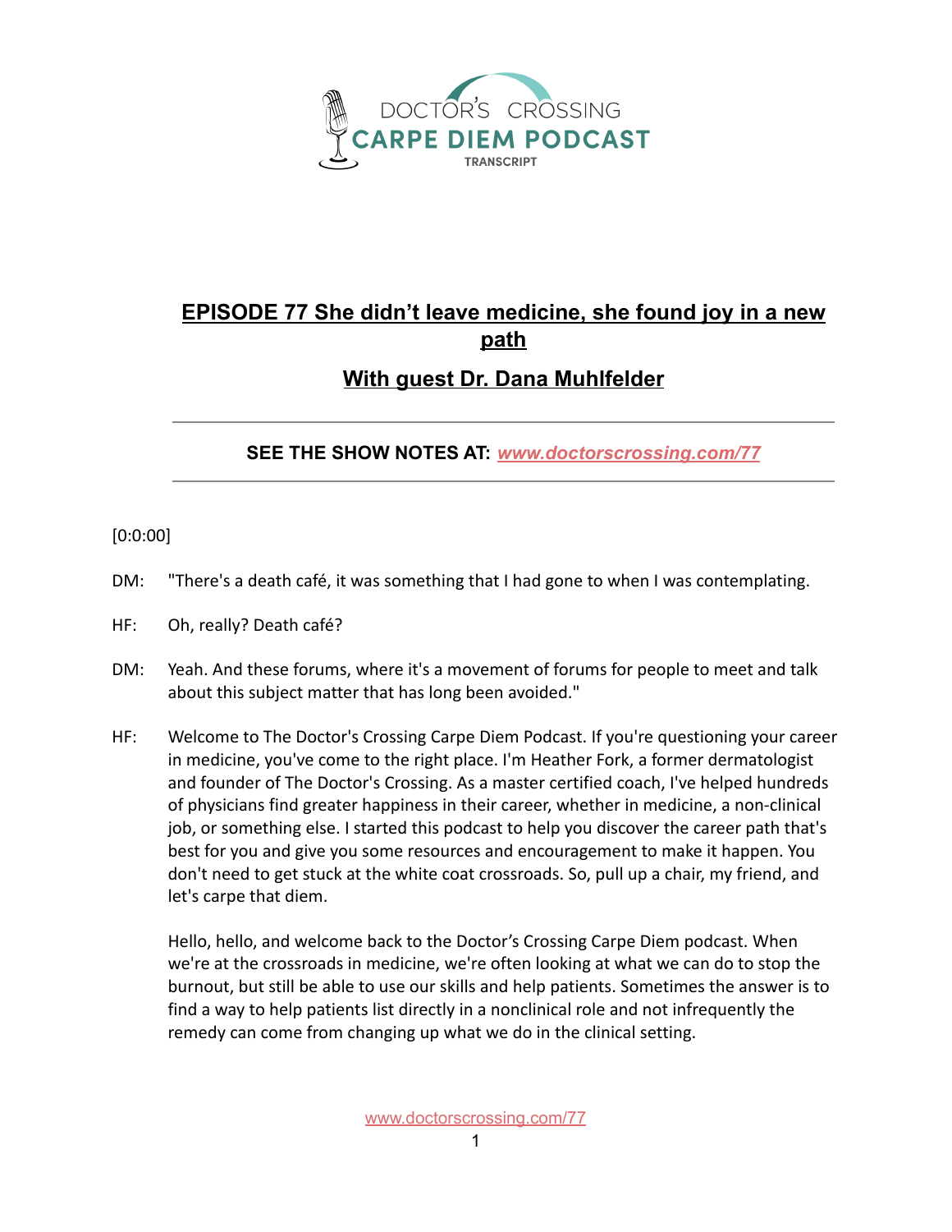DOCTOR'S CROSSING
CARPE DIEM PODCAST
TRANSCRIPT

# EPISODE 77 She didn't leave medicine, she found joy in a new path

## With guest Dr. Dana Muhlfelder

---

**SEE THE SHOW NOTES AT: *www.doctorscrossing.com/77***

---

[0:0:00]

DM: "There's a death café, it was something that I had gone to when I was contemplating.

HF: Oh, really? Death café?

DM: Yeah. And these forums, where it's a movement of forums for people to meet and talk about this subject matter that has long been avoided."

HF: Welcome to The Doctor's Crossing Carpe Diem Podcast. If you're questioning your career in medicine, you've come to the right place. I'm Heather Fork, a former dermatologist and founder of The Doctor's Crossing. As a master certified coach, I've helped hundreds of physicians find greater happiness in their career, whether in medicine, a non-clinical job, or something else. I started this podcast to help you discover the career path that's best for you and give you some resources and encouragement to make it happen. You don't need to get stuck at the white coat crossroads. So, pull up a chair, my friend, and let's carpe that diem.

Hello, hello, and welcome back to the Doctor's Crossing Carpe Diem podcast. When we're at the crossroads in medicine, we're often looking at what we can do to stop the burnout, but still be able to use our skills and help patients. Sometimes the answer is to find a way to help patients list directly in a nonclinical role and not infrequently the remedy can come from changing up what we do in the clinical setting.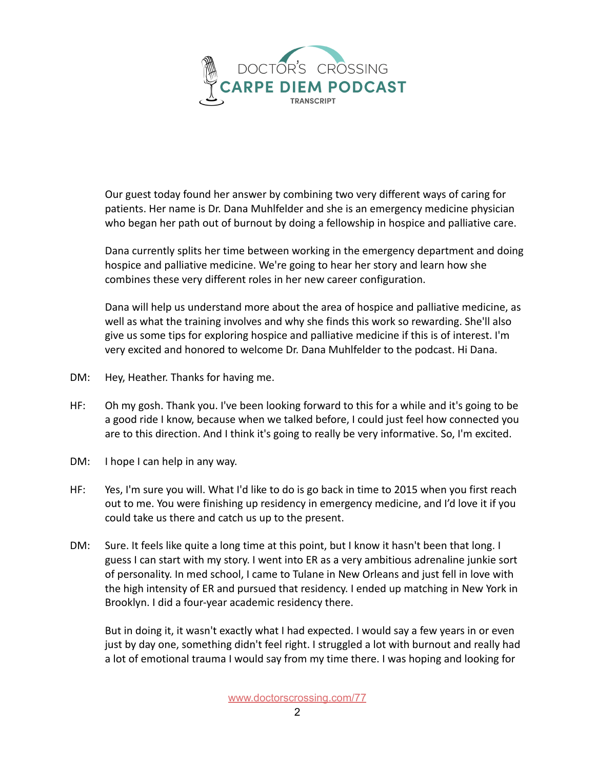Our guest today found her answer by combining two very different ways of caring for patients. Her name is Dr. Dana Muhlfelder and she is an emergency medicine physician who began her path out of burnout by doing a fellowship in hospice and palliative care.

Dana currently splits her time between working in the emergency department and doing hospice and palliative medicine. We're going to hear her story and learn how she combines these very different roles in her new career configuration.

Dana will help us understand more about the area of hospice and palliative medicine, as well as what the training involves and why she finds this work so rewarding. She'll also give us some tips for exploring hospice and palliative medicine if this is of interest. I'm very excited and honored to welcome Dr. Dana Muhlfelder to the podcast. Hi Dana.

DM: Hey, Heather. Thanks for having me.

HF: Oh my gosh. Thank you. I've been looking forward to this for a while and it's going to be a good ride I know, because when we talked before, I could just feel how connected you are to this direction. And I think it's going to really be very informative. So, I'm excited.

DM: I hope I can help in any way.

HF: Yes, I'm sure you will. What I'd like to do is go back in time to 2015 when you first reach out to me. You were finishing up residency in emergency medicine, and I'd love it if you could take us there and catch us up to the present.

DM: Sure. It feels like quite a long time at this point, but I know it hasn't been that long. I guess I can start with my story. I went into ER as a very ambitious adrenaline junkie sort of personality. In med school, I came to Tulane in New Orleans and just fell in love with the high intensity of ER and pursued that residency. I ended up matching in New York in Brooklyn. I did a four-year academic residency there.

But in doing it, it wasn't exactly what I had expected. I would say a few years in or even just by day one, something didn't feel right. I struggled a lot with burnout and really had a lot of emotional trauma I would say from my time there. I was hoping and looking for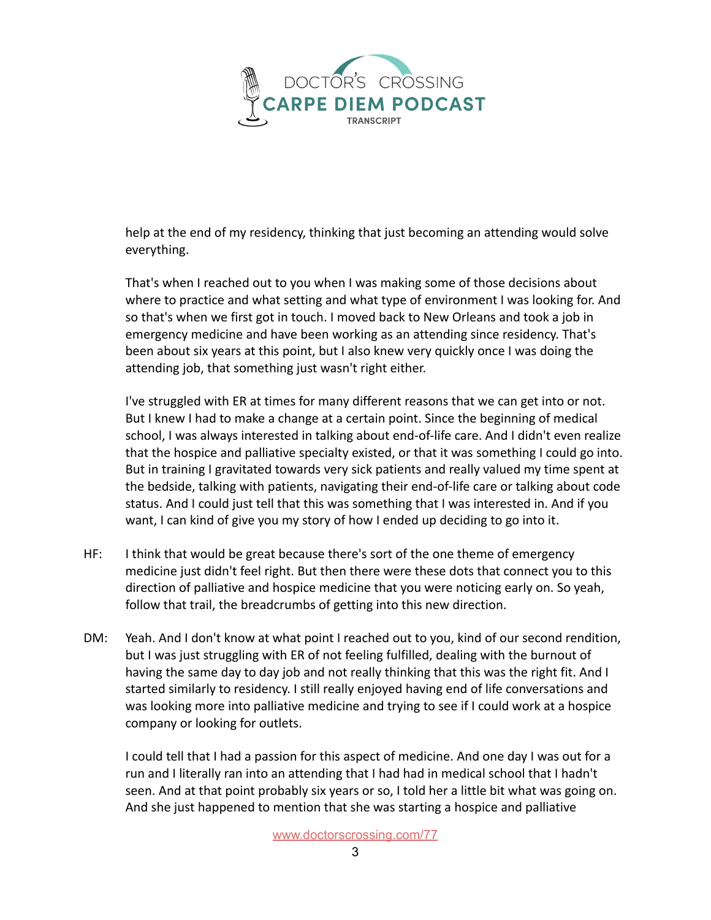help at the end of my residency, thinking that just becoming an attending would solve everything.

That's when I reached out to you when I was making some of those decisions about where to practice and what setting and what type of environment I was looking for. And so that's when we first got in touch. I moved back to New Orleans and took a job in emergency medicine and have been working as an attending since residency. That's been about six years at this point, but I also knew very quickly once I was doing the attending job, that something just wasn't right either.

I've struggled with ER at times for many different reasons that we can get into or not. But I knew I had to make a change at a certain point. Since the beginning of medical school, I was always interested in talking about end-of-life care. And I didn't even realize that the hospice and palliative specialty existed, or that it was something I could go into. But in training I gravitated towards very sick patients and really valued my time spent at the bedside, talking with patients, navigating their end-of-life care or talking about code status. And I could just tell that this was something that I was interested in. And if you want, I can kind of give you my story of how I ended up deciding to go into it.

HF: I think that would be great because there's sort of the one theme of emergency medicine just didn't feel right. But then there were these dots that connect you to this direction of palliative and hospice medicine that you were noticing early on. So yeah, follow that trail, the breadcrumbs of getting into this new direction.

DM: Yeah. And I don't know at what point I reached out to you, kind of our second rendition, but I was just struggling with ER of not feeling fulfilled, dealing with the burnout of having the same day to day job and not really thinking that this was the right fit. And I started similarly to residency. I still really enjoyed having end of life conversations and was looking more into palliative medicine and trying to see if I could work at a hospice company or looking for outlets.

I could tell that I had a passion for this aspect of medicine. And one day I was out for a run and I literally ran into an attending that I had had in medical school that I hadn't seen. And at that point probably six years or so, I told her a little bit what was going on. And she just happened to mention that she was starting a hospice and palliative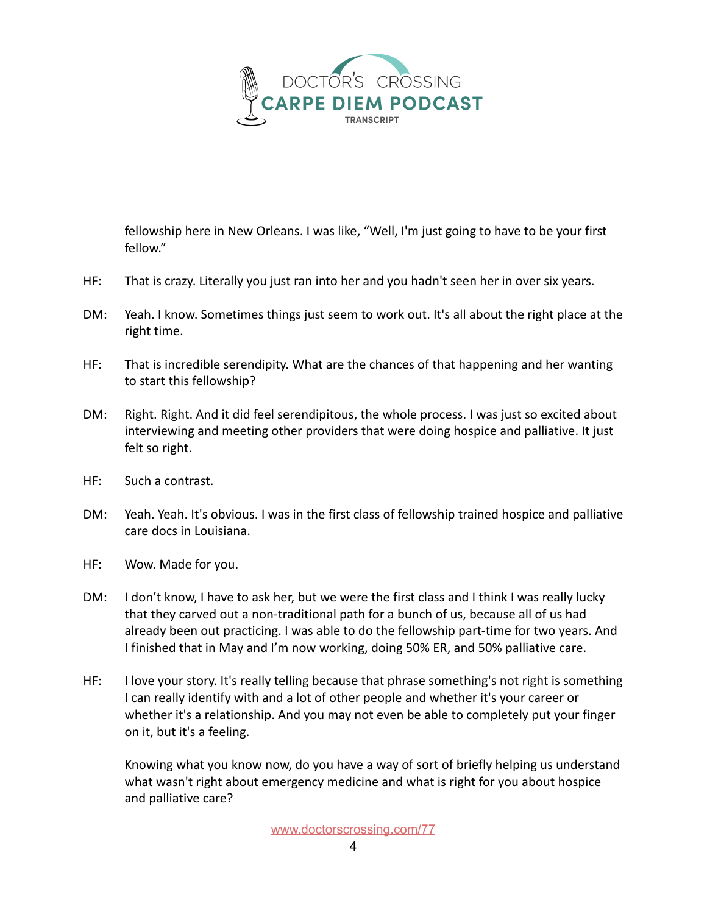fellowship here in New Orleans. I was like, “Well, I'm just going to have to be your first fellow.”

HF: That is crazy. Literally you just ran into her and you hadn't seen her in over six years.

DM: Yeah. I know. Sometimes things just seem to work out. It's all about the right place at the right time.

HF: That is incredible serendipity. What are the chances of that happening and her wanting to start this fellowship?

DM: Right. Right. And it did feel serendipitous, the whole process. I was just so excited about interviewing and meeting other providers that were doing hospice and palliative. It just felt so right.

HF: Such a contrast.

DM: Yeah. Yeah. It's obvious. I was in the first class of fellowship trained hospice and palliative care docs in Louisiana.

HF: Wow. Made for you.

DM: I don’t know, I have to ask her, but we were the first class and I think I was really lucky that they carved out a non-traditional path for a bunch of us, because all of us had already been out practicing. I was able to do the fellowship part-time for two years. And I finished that in May and I’m now working, doing 50% ER, and 50% palliative care.

HF: I love your story. It's really telling because that phrase something's not right is something I can really identify with and a lot of other people and whether it's your career or whether it's a relationship. And you may not even be able to completely put your finger on it, but it's a feeling.

Knowing what you know now, do you have a way of sort of briefly helping us understand what wasn't right about emergency medicine and what is right for you about hospice and palliative care?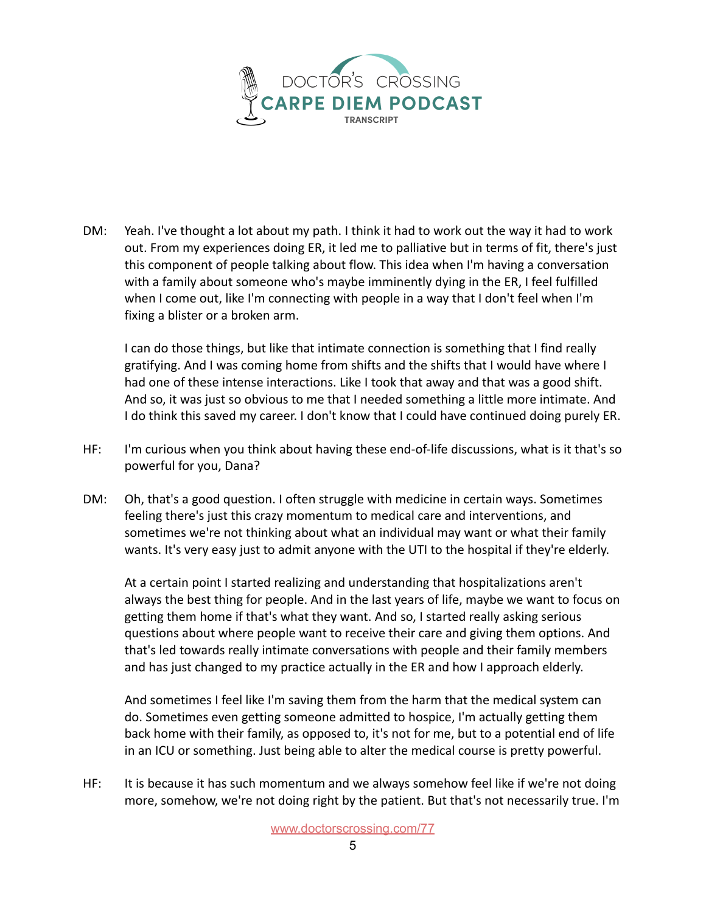DM: Yeah. I've thought a lot about my path. I think it had to work out the way it had to work out. From my experiences doing ER, it led me to palliative but in terms of fit, there's just this component of people talking about flow. This idea when I'm having a conversation with a family about someone who's maybe imminently dying in the ER, I feel fulfilled when I come out, like I'm connecting with people in a way that I don't feel when I'm fixing a blister or a broken arm.

I can do those things, but like that intimate connection is something that I find really gratifying. And I was coming home from shifts and the shifts that I would have where I had one of these intense interactions. Like I took that away and that was a good shift. And so, it was just so obvious to me that I needed something a little more intimate. And I do think this saved my career. I don't know that I could have continued doing purely ER.

HF: I'm curious when you think about having these end-of-life discussions, what is it that's so powerful for you, Dana?

DM: Oh, that's a good question. I often struggle with medicine in certain ways. Sometimes feeling there's just this crazy momentum to medical care and interventions, and sometimes we're not thinking about what an individual may want or what their family wants. It's very easy just to admit anyone with the UTI to the hospital if they're elderly.

At a certain point I started realizing and understanding that hospitalizations aren't always the best thing for people. And in the last years of life, maybe we want to focus on getting them home if that's what they want. And so, I started really asking serious questions about where people want to receive their care and giving them options. And that's led towards really intimate conversations with people and their family members and has just changed to my practice actually in the ER and how I approach elderly.

And sometimes I feel like I'm saving them from the harm that the medical system can do. Sometimes even getting someone admitted to hospice, I'm actually getting them back home with their family, as opposed to, it's not for me, but to a potential end of life in an ICU or something. Just being able to alter the medical course is pretty powerful.

HF: It is because it has such momentum and we always somehow feel like if we're not doing more, somehow, we're not doing right by the patient. But that's not necessarily true. I'm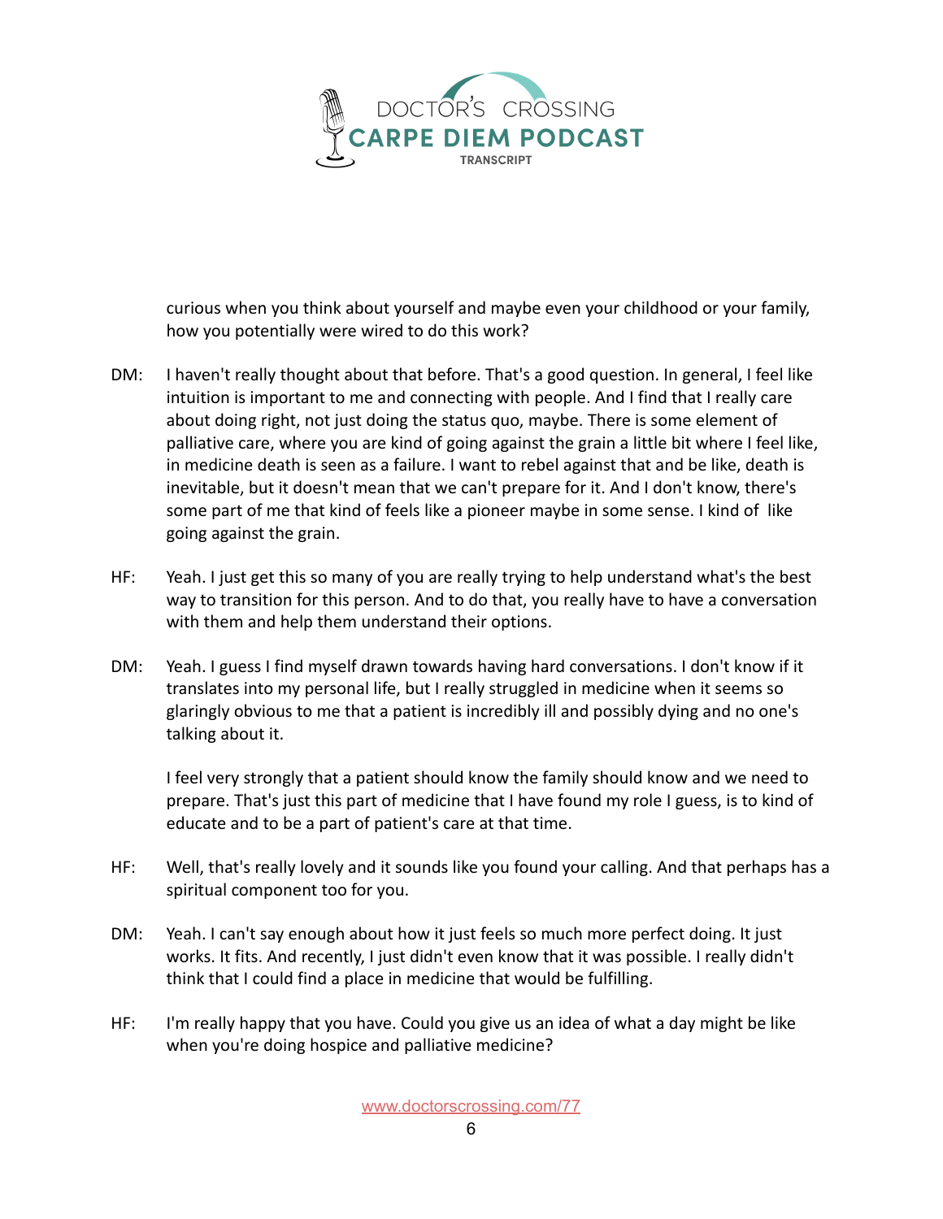curious when you think about yourself and maybe even your childhood or your family, how you potentially were wired to do this work?

DM: I haven't really thought about that before. That's a good question. In general, I feel like intuition is important to me and connecting with people. And I find that I really care about doing right, not just doing the status quo, maybe. There is some element of palliative care, where you are kind of going against the grain a little bit where I feel like, in medicine death is seen as a failure. I want to rebel against that and be like, death is inevitable, but it doesn't mean that we can't prepare for it. And I don't know, there's some part of me that kind of feels like a pioneer maybe in some sense. I kind of like going against the grain.

HF: Yeah. I just get this so many of you are really trying to help understand what's the best way to transition for this person. And to do that, you really have to have a conversation with them and help them understand their options.

DM: Yeah. I guess I find myself drawn towards having hard conversations. I don't know if it translates into my personal life, but I really struggled in medicine when it seems so glaringly obvious to me that a patient is incredibly ill and possibly dying and no one's talking about it.

I feel very strongly that a patient should know the family should know and we need to prepare. That's just this part of medicine that I have found my role I guess, is to kind of educate and to be a part of patient's care at that time.

HF: Well, that's really lovely and it sounds like you found your calling. And that perhaps has a spiritual component too for you.

DM: Yeah. I can't say enough about how it just feels so much more perfect doing. It just works. It fits. And recently, I just didn't even know that it was possible. I really didn't think that I could find a place in medicine that would be fulfilling.

HF: I'm really happy that you have. Could you give us an idea of what a day might be like when you're doing hospice and palliative medicine?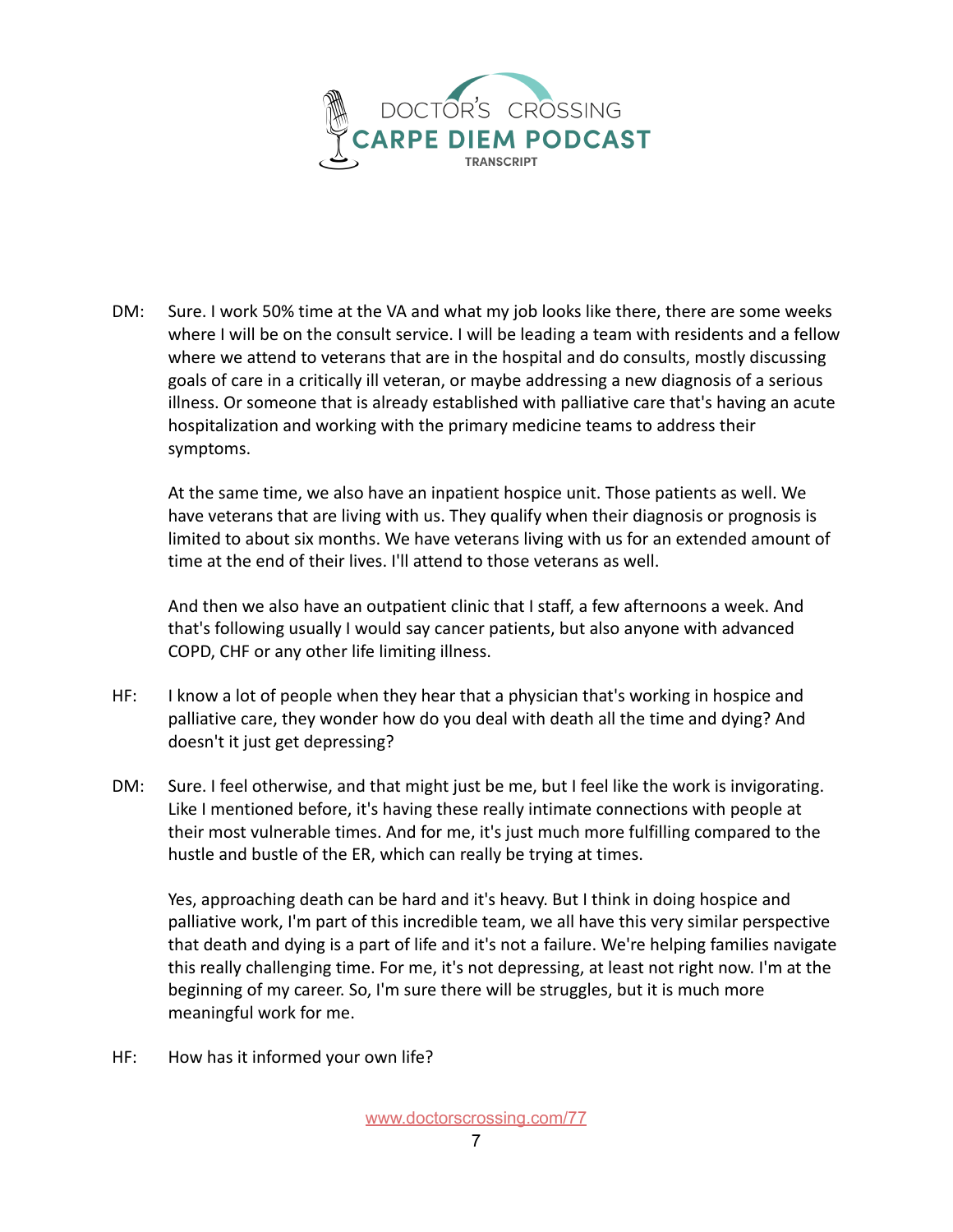DM: Sure. I work 50% time at the VA and what my job looks like there, there are some weeks where I will be on the consult service. I will be leading a team with residents and a fellow where we attend to veterans that are in the hospital and do consults, mostly discussing goals of care in a critically ill veteran, or maybe addressing a new diagnosis of a serious illness. Or someone that is already established with palliative care that's having an acute hospitalization and working with the primary medicine teams to address their symptoms.

At the same time, we also have an inpatient hospice unit. Those patients as well. We have veterans that are living with us. They qualify when their diagnosis or prognosis is limited to about six months. We have veterans living with us for an extended amount of time at the end of their lives. I'll attend to those veterans as well.

And then we also have an outpatient clinic that I staff, a few afternoons a week. And that's following usually I would say cancer patients, but also anyone with advanced COPD, CHF or any other life limiting illness.

HF: I know a lot of people when they hear that a physician that's working in hospice and palliative care, they wonder how do you deal with death all the time and dying? And doesn't it just get depressing?

DM: Sure. I feel otherwise, and that might just be me, but I feel like the work is invigorating. Like I mentioned before, it's having these really intimate connections with people at their most vulnerable times. And for me, it's just much more fulfilling compared to the hustle and bustle of the ER, which can really be trying at times.

Yes, approaching death can be hard and it's heavy. But I think in doing hospice and palliative work, I'm part of this incredible team, we all have this very similar perspective that death and dying is a part of life and it's not a failure. We're helping families navigate this really challenging time. For me, it's not depressing, at least not right now. I'm at the beginning of my career. So, I'm sure there will be struggles, but it is much more meaningful work for me.

HF: How has it informed your own life?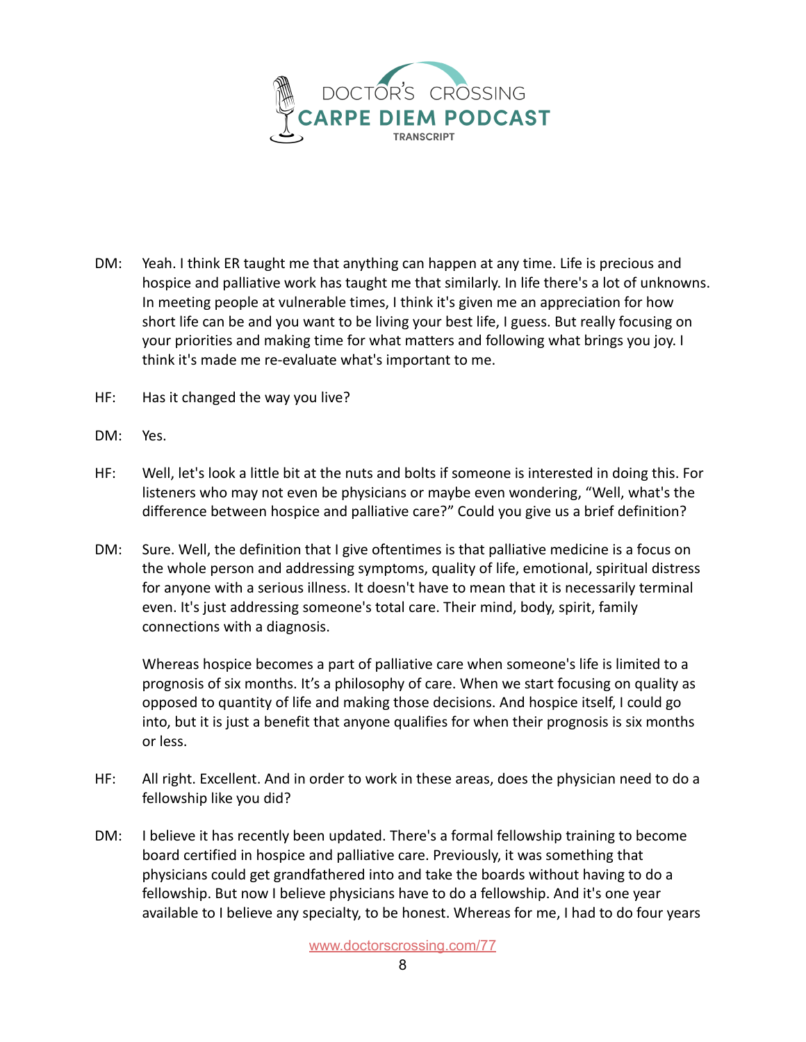DM: Yeah. I think ER taught me that anything can happen at any time. Life is precious and hospice and palliative work has taught me that similarly. In life there's a lot of unknowns. In meeting people at vulnerable times, I think it's given me an appreciation for how short life can be and you want to be living your best life, I guess. But really focusing on your priorities and making time for what matters and following what brings you joy. I think it's made me re-evaluate what's important to me.

HF: Has it changed the way you live?

DM: Yes.

HF: Well, let's look a little bit at the nuts and bolts if someone is interested in doing this. For listeners who may not even be physicians or maybe even wondering, "Well, what's the difference between hospice and palliative care?" Could you give us a brief definition?

DM: Sure. Well, the definition that I give oftentimes is that palliative medicine is a focus on the whole person and addressing symptoms, quality of life, emotional, spiritual distress for anyone with a serious illness. It doesn't have to mean that it is necessarily terminal even. It's just addressing someone's total care. Their mind, body, spirit, family connections with a diagnosis.

Whereas hospice becomes a part of palliative care when someone's life is limited to a prognosis of six months. It's a philosophy of care. When we start focusing on quality as opposed to quantity of life and making those decisions. And hospice itself, I could go into, but it is just a benefit that anyone qualifies for when their prognosis is six months or less.

HF: All right. Excellent. And in order to work in these areas, does the physician need to do a fellowship like you did?

DM: I believe it has recently been updated. There's a formal fellowship training to become board certified in hospice and palliative care. Previously, it was something that physicians could get grandfathered into and take the boards without having to do a fellowship. But now I believe physicians have to do a fellowship. And it's one year available to I believe any specialty, to be honest. Whereas for me, I had to do four years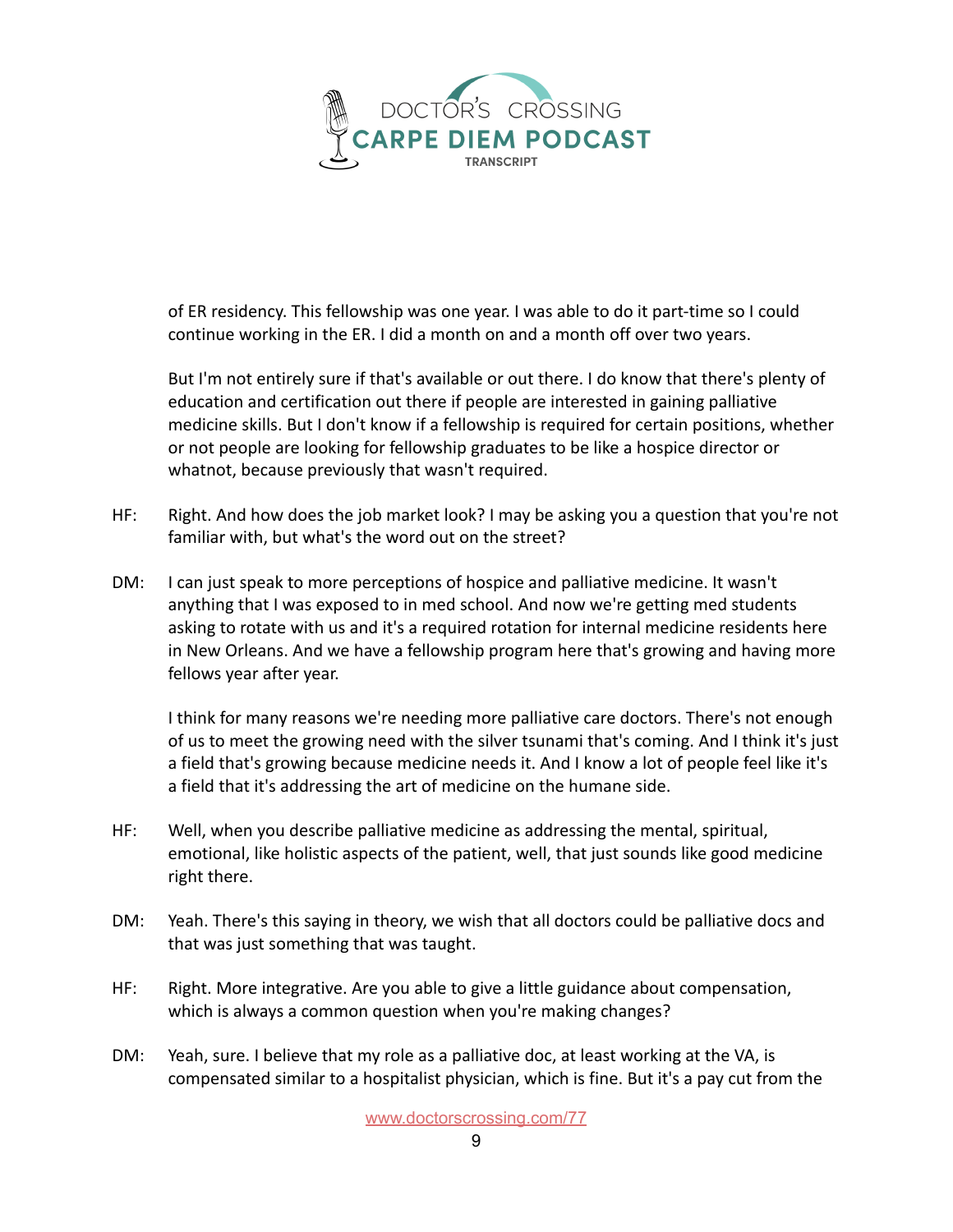of ER residency. This fellowship was one year. I was able to do it part-time so I could continue working in the ER. I did a month on and a month off over two years.

But I'm not entirely sure if that's available or out there. I do know that there's plenty of education and certification out there if people are interested in gaining palliative medicine skills. But I don't know if a fellowship is required for certain positions, whether or not people are looking for fellowship graduates to be like a hospice director or whatnot, because previously that wasn't required.

HF: Right. And how does the job market look? I may be asking you a question that you're not familiar with, but what's the word out on the street?

DM: I can just speak to more perceptions of hospice and palliative medicine. It wasn't anything that I was exposed to in med school. And now we're getting med students asking to rotate with us and it's a required rotation for internal medicine residents here in New Orleans. And we have a fellowship program here that's growing and having more fellows year after year.

I think for many reasons we're needing more palliative care doctors. There's not enough of us to meet the growing need with the silver tsunami that's coming. And I think it's just a field that's growing because medicine needs it. And I know a lot of people feel like it's a field that it's addressing the art of medicine on the humane side.

HF: Well, when you describe palliative medicine as addressing the mental, spiritual, emotional, like holistic aspects of the patient, well, that just sounds like good medicine right there.

DM: Yeah. There's this saying in theory, we wish that all doctors could be palliative docs and that was just something that was taught.

HF: Right. More integrative. Are you able to give a little guidance about compensation, which is always a common question when you're making changes?

DM: Yeah, sure. I believe that my role as a palliative doc, at least working at the VA, is compensated similar to a hospitalist physician, which is fine. But it's a pay cut from the

www.doctorscrossing.com/77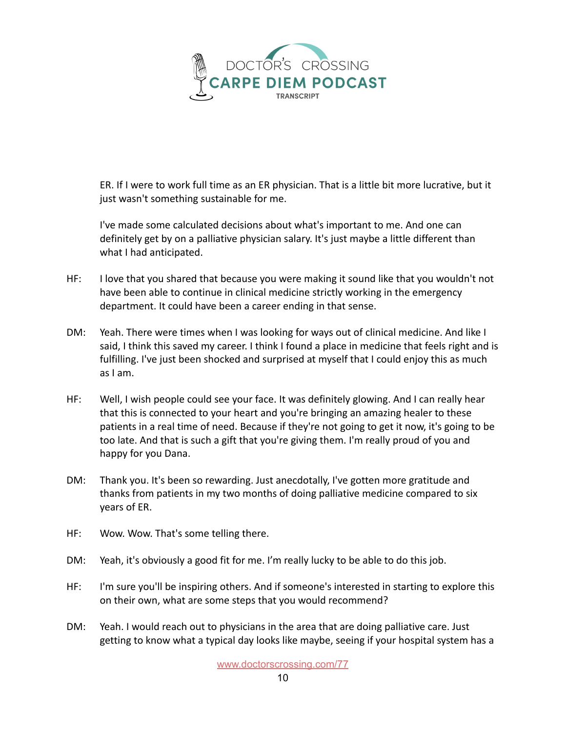ER. If I were to work full time as an ER physician. That is a little bit more lucrative, but it just wasn't something sustainable for me.

I've made some calculated decisions about what's important to me. And one can definitely get by on a palliative physician salary. It's just maybe a little different than what I had anticipated.

HF: I love that you shared that because you were making it sound like that you wouldn't not have been able to continue in clinical medicine strictly working in the emergency department. It could have been a career ending in that sense.

DM: Yeah. There were times when I was looking for ways out of clinical medicine. And like I said, I think this saved my career. I think I found a place in medicine that feels right and is fulfilling. I've just been shocked and surprised at myself that I could enjoy this as much as I am.

HF: Well, I wish people could see your face. It was definitely glowing. And I can really hear that this is connected to your heart and you're bringing an amazing healer to these patients in a real time of need. Because if they're not going to get it now, it's going to be too late. And that is such a gift that you're giving them. I'm really proud of you and happy for you Dana.

DM: Thank you. It's been so rewarding. Just anecdotally, I've gotten more gratitude and thanks from patients in my two months of doing palliative medicine compared to six years of ER.

HF: Wow. Wow. That's some telling there.

DM: Yeah, it's obviously a good fit for me. I'm really lucky to be able to do this job.

HF: I'm sure you'll be inspiring others. And if someone's interested in starting to explore this on their own, what are some steps that you would recommend?

DM: Yeah. I would reach out to physicians in the area that are doing palliative care. Just getting to know what a typical day looks like maybe, seeing if your hospital system has a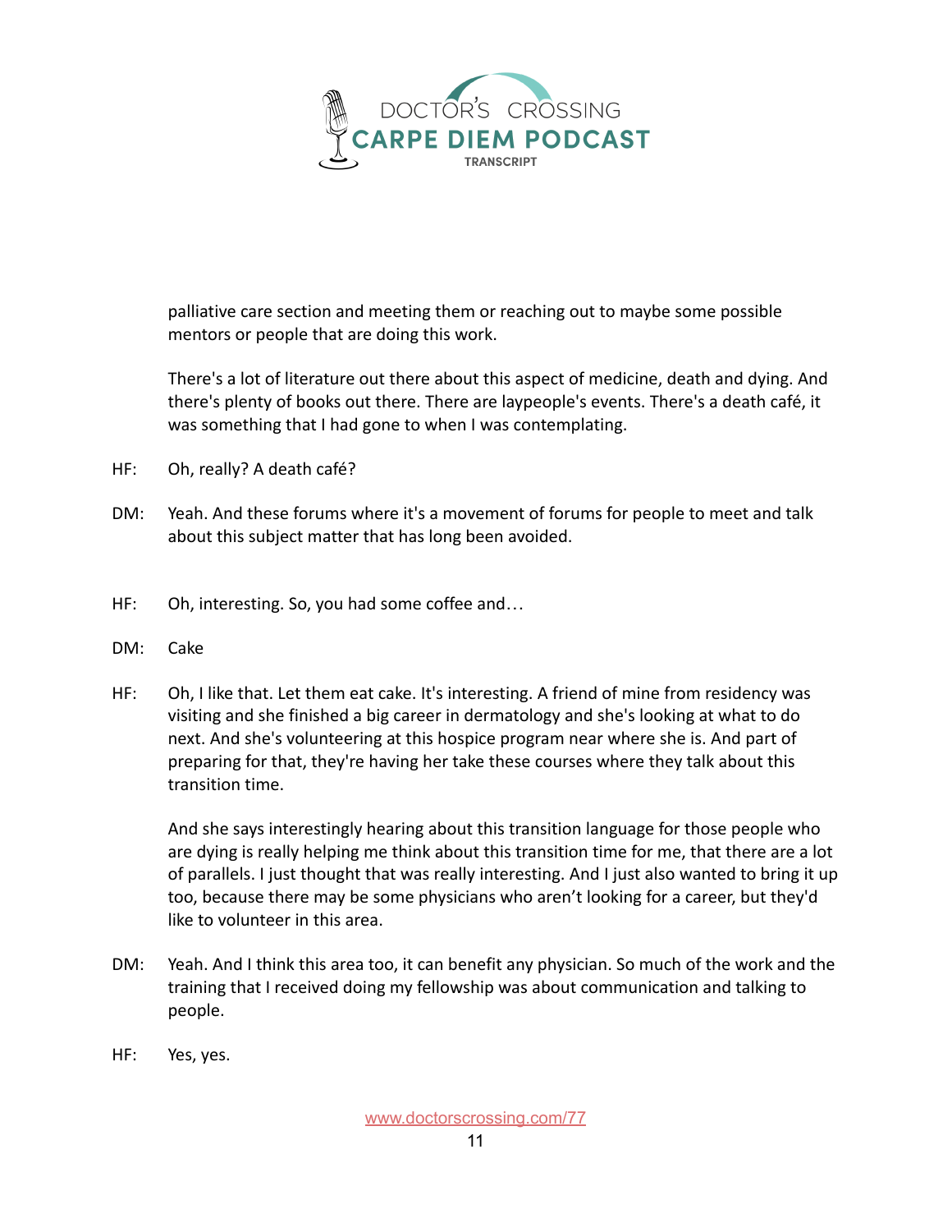palliative care section and meeting them or reaching out to maybe some possible mentors or people that are doing this work.

There's a lot of literature out there about this aspect of medicine, death and dying. And there's plenty of books out there. There are laypeople's events. There's a death café, it was something that I had gone to when I was contemplating.

HF: Oh, really? A death café?

DM: Yeah. And these forums where it's a movement of forums for people to meet and talk about this subject matter that has long been avoided.

HF: Oh, interesting. So, you had some coffee and…

DM: Cake

HF: Oh, I like that. Let them eat cake. It's interesting. A friend of mine from residency was visiting and she finished a big career in dermatology and she's looking at what to do next. And she's volunteering at this hospice program near where she is. And part of preparing for that, they're having her take these courses where they talk about this transition time.

And she says interestingly hearing about this transition language for those people who are dying is really helping me think about this transition time for me, that there are a lot of parallels. I just thought that was really interesting. And I just also wanted to bring it up too, because there may be some physicians who aren't looking for a career, but they'd like to volunteer in this area.

DM: Yeah. And I think this area too, it can benefit any physician. So much of the work and the training that I received doing my fellowship was about communication and talking to people.

HF: Yes, yes.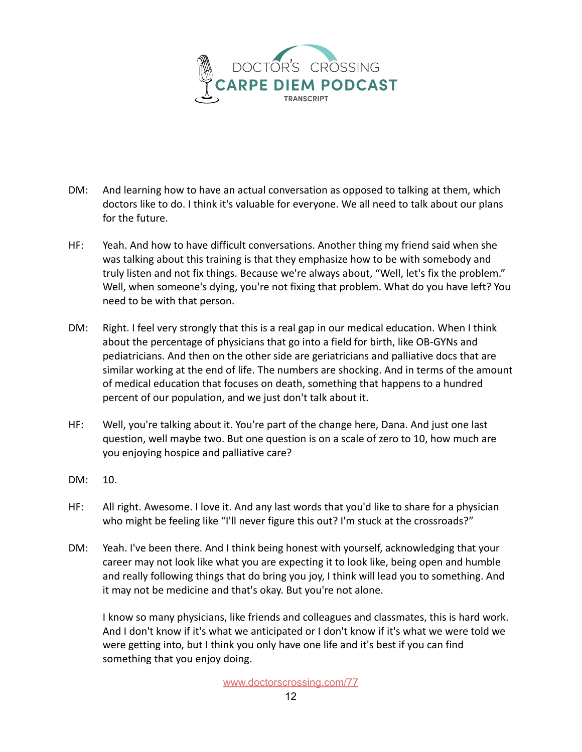DM: And learning how to have an actual conversation as opposed to talking at them, which doctors like to do. I think it's valuable for everyone. We all need to talk about our plans for the future.

HF: Yeah. And how to have difficult conversations. Another thing my friend said when she was talking about this training is that they emphasize how to be with somebody and truly listen and not fix things. Because we're always about, "Well, let's fix the problem." Well, when someone's dying, you're not fixing that problem. What do you have left? You need to be with that person.

DM: Right. I feel very strongly that this is a real gap in our medical education. When I think about the percentage of physicians that go into a field for birth, like OB-GYNs and pediatricians. And then on the other side are geriatricians and palliative docs that are similar working at the end of life. The numbers are shocking. And in terms of the amount of medical education that focuses on death, something that happens to a hundred percent of our population, and we just don't talk about it.

HF: Well, you're talking about it. You're part of the change here, Dana. And just one last question, well maybe two. But one question is on a scale of zero to 10, how much are you enjoying hospice and palliative care?

DM: 10.

HF: All right. Awesome. I love it. And any last words that you'd like to share for a physician who might be feeling like "I'll never figure this out? I'm stuck at the crossroads?"

DM: Yeah. I've been there. And I think being honest with yourself, acknowledging that your career may not look like what you are expecting it to look like, being open and humble and really following things that do bring you joy, I think will lead you to something. And it may not be medicine and that's okay. But you're not alone.

I know so many physicians, like friends and colleagues and classmates, this is hard work. And I don't know if it's what we anticipated or I don't know if it's what we were told we were getting into, but I think you only have one life and it's best if you can find something that you enjoy doing.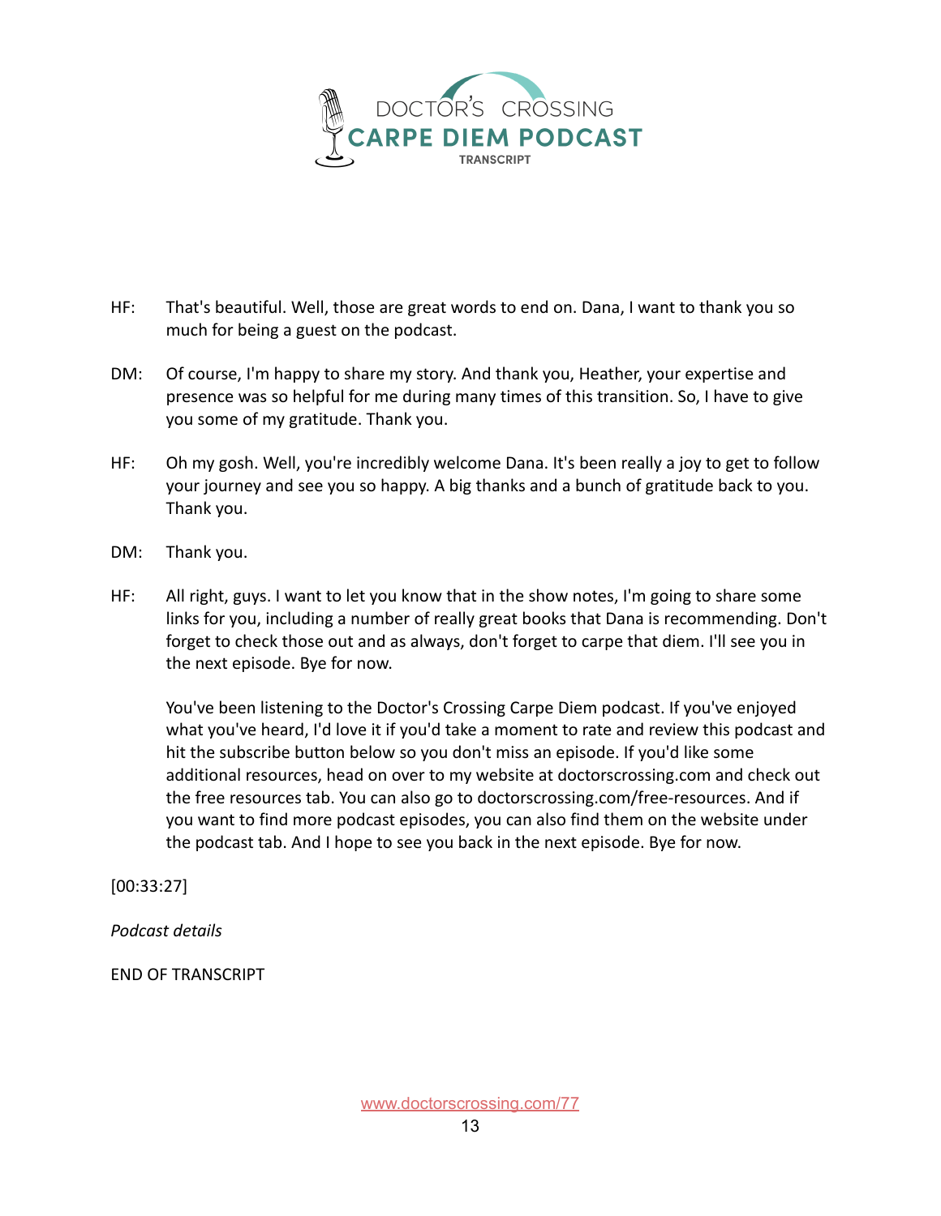HF: That's beautiful. Well, those are great words to end on. Dana, I want to thank you so much for being a guest on the podcast.

DM: Of course, I'm happy to share my story. And thank you, Heather, your expertise and presence was so helpful for me during many times of this transition. So, I have to give you some of my gratitude. Thank you.

HF: Oh my gosh. Well, you're incredibly welcome Dana. It's been really a joy to get to follow your journey and see you so happy. A big thanks and a bunch of gratitude back to you. Thank you.

DM: Thank you.

HF: All right, guys. I want to let you know that in the show notes, I'm going to share some links for you, including a number of really great books that Dana is recommending. Don't forget to check those out and as always, don't forget to carpe that diem. I'll see you in the next episode. Bye for now.

You've been listening to the Doctor's Crossing Carpe Diem podcast. If you've enjoyed what you've heard, I'd love it if you'd take a moment to rate and review this podcast and hit the subscribe button below so you don't miss an episode. If you'd like some additional resources, head on over to my website at doctorscrossing.com and check out the free resources tab. You can also go to doctorscrossing.com/free-resources. And if you want to find more podcast episodes, you can also find them on the website under the podcast tab. And I hope to see you back in the next episode. Bye for now.

[00:33:27]

*Podcast details*

END OF TRANSCRIPT